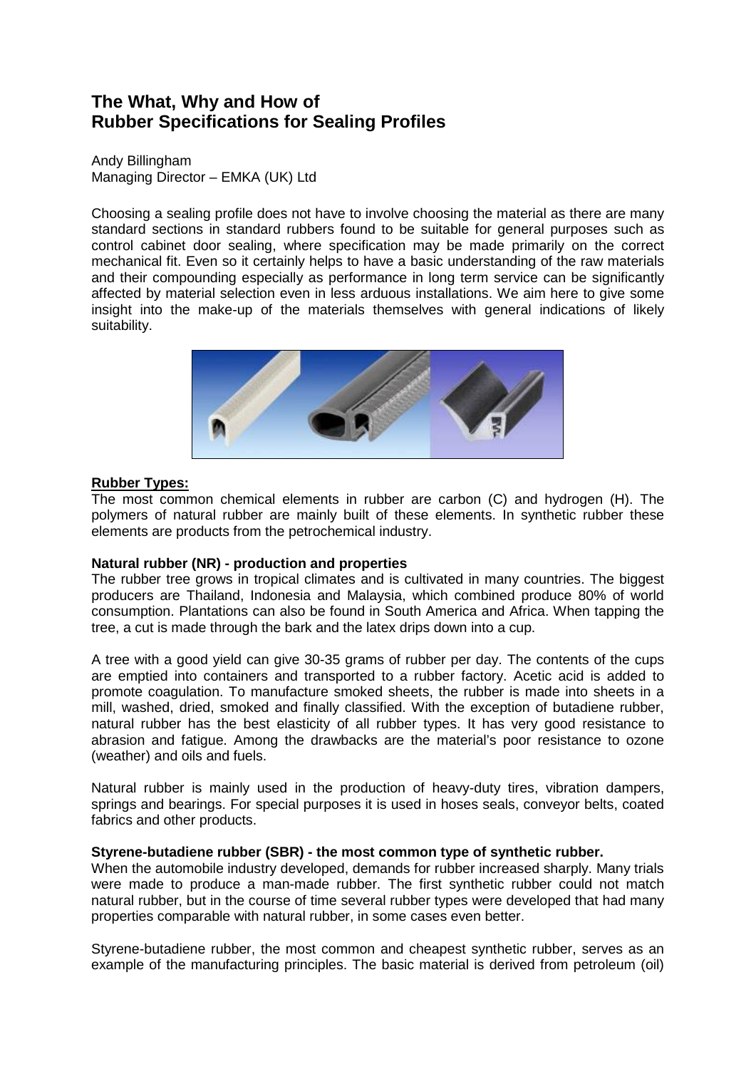# The What, Why and How of Rubber Specifications for Sealing Profiles

Andy Billingham
Managing Director – EMKA (UK) Ltd

Choosing a sealing profile does not have to involve choosing the material as there are many standard sections in standard rubbers found to be suitable for general purposes such as control cabinet door sealing, where specification may be made primarily on the correct mechanical fit. Even so it certainly helps to have a basic understanding of the raw materials and their compounding especially as performance in long term service can be significantly affected by material selection even in less arduous installations. We aim here to give some insight into the make-up of the materials themselves with general indications of likely suitability.

## Rubber Types:

The most common chemical elements in rubber are carbon (C) and hydrogen (H). The polymers of natural rubber are mainly built of these elements. In synthetic rubber these elements are products from the petrochemical industry.

### Natural rubber (NR) - production and properties

The rubber tree grows in tropical climates and is cultivated in many countries. The biggest producers are Thailand, Indonesia and Malaysia, which combined produce 80% of world consumption. Plantations can also be found in South America and Africa. When tapping the tree, a cut is made through the bark and the latex drips down into a cup.

A tree with a good yield can give 30-35 grams of rubber per day. The contents of the cups are emptied into containers and transported to a rubber factory. Acetic acid is added to promote coagulation. To manufacture smoked sheets, the rubber is made into sheets in a mill, washed, dried, smoked and finally classified. With the exception of butadiene rubber, natural rubber has the best elasticity of all rubber types. It has very good resistance to abrasion and fatigue. Among the drawbacks are the material's poor resistance to ozone (weather) and oils and fuels.

Natural rubber is mainly used in the production of heavy-duty tires, vibration dampers, springs and bearings. For special purposes it is used in hoses seals, conveyor belts, coated fabrics and other products.

### Styrene-butadiene rubber (SBR) - the most common type of synthetic rubber.

When the automobile industry developed, demands for rubber increased sharply. Many trials were made to produce a man-made rubber. The first synthetic rubber could not match natural rubber, but in the course of time several rubber types were developed that had many properties comparable with natural rubber, in some cases even better.

Styrene-butadiene rubber, the most common and cheapest synthetic rubber, serves as an example of the manufacturing principles. The basic material is derived from petroleum (oil)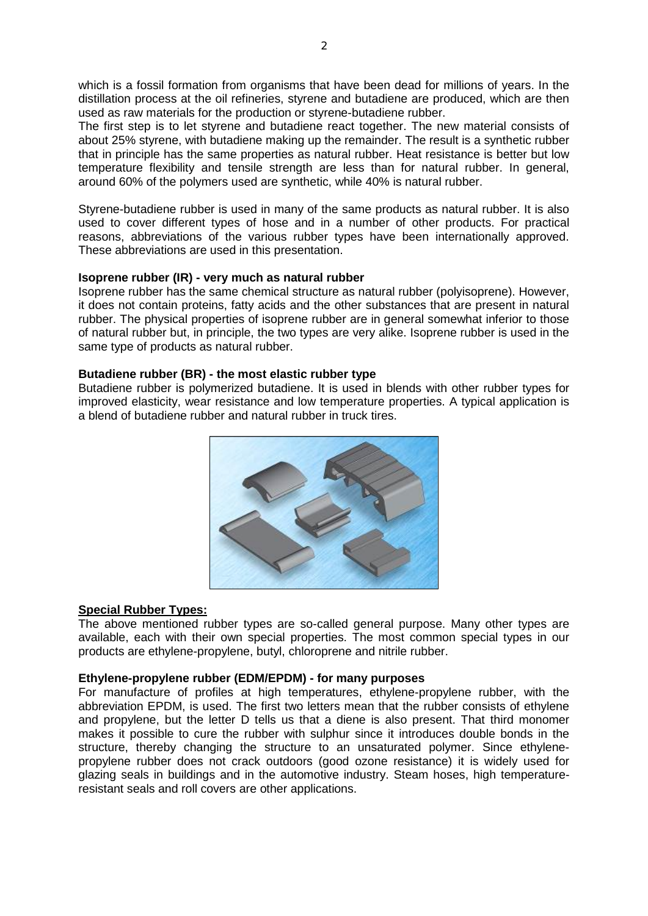which is a fossil formation from organisms that have been dead for millions of years. In the distillation process at the oil refineries, styrene and butadiene are produced, which are then used as raw materials for the production or styrene-butadiene rubber.

The first step is to let styrene and butadiene react together. The new material consists of about 25% styrene, with butadiene making up the remainder. The result is a synthetic rubber that in principle has the same properties as natural rubber. Heat resistance is better but low temperature flexibility and tensile strength are less than for natural rubber. In general, around 60% of the polymers used are synthetic, while 40% is natural rubber.

Styrene-butadiene rubber is used in many of the same products as natural rubber. It is also used to cover different types of hose and in a number of other products. For practical reasons, abbreviations of the various rubber types have been internationally approved. These abbreviations are used in this presentation.

**Isoprene rubber (IR) - very much as natural rubber**

Isoprene rubber has the same chemical structure as natural rubber (polyisoprene). However, it does not contain proteins, fatty acids and the other substances that are present in natural rubber. The physical properties of isoprene rubber are in general somewhat inferior to those of natural rubber but, in principle, the two types are very alike. Isoprene rubber is used in the same type of products as natural rubber.

**Butadiene rubber (BR) - the most elastic rubber type**

Butadiene rubber is polymerized butadiene. It is used in blends with other rubber types for improved elasticity, wear resistance and low temperature properties. A typical application is a blend of butadiene rubber and natural rubber in truck tires.

## Special Rubber Types:

The above mentioned rubber types are so-called general purpose. Many other types are available, each with their own special properties. The most common special types in our products are ethylene-propylene, butyl, chloroprene and nitrile rubber.

**Ethylene-propylene rubber (EDM/EPDM) - for many purposes**

For manufacture of profiles at high temperatures, ethylene-propylene rubber, with the abbreviation EPDM, is used. The first two letters mean that the rubber consists of ethylene and propylene, but the letter D tells us that a diene is also present. That third monomer makes it possible to cure the rubber with sulphur since it introduces double bonds in the structure, thereby changing the structure to an unsaturated polymer. Since ethylene-propylene rubber does not crack outdoors (good ozone resistance) it is widely used for glazing seals in buildings and in the automotive industry. Steam hoses, high temperature-resistant seals and roll covers are other applications.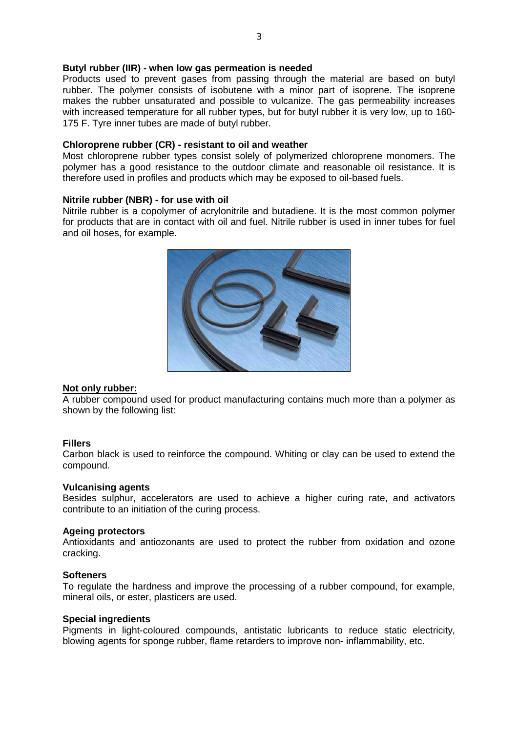**Butyl rubber (IIR) - when low gas permeation is needed**

Products used to prevent gases from passing through the material are based on butyl rubber. The polymer consists of isobutene with a minor part of isoprene. The isoprene makes the rubber unsaturated and possible to vulcanize. The gas permeability increases with increased temperature for all rubber types, but for butyl rubber it is very low, up to 160-175 F. Tyre inner tubes are made of butyl rubber.

**Chloroprene rubber (CR) - resistant to oil and weather**

Most chloroprene rubber types consist solely of polymerized chloroprene monomers. The polymer has a good resistance to the outdoor climate and reasonable oil resistance. It is therefore used in profiles and products which may be exposed to oil-based fuels.

**Nitrile rubber (NBR) - for use with oil**

Nitrile rubber is a copolymer of acrylonitrile and butadiene. It is the most common polymer for products that are in contact with oil and fuel. Nitrile rubber is used in inner tubes for fuel and oil hoses, for example.

**Not only rubber:**

A rubber compound used for product manufacturing contains much more than a polymer as shown by the following list:

**Fillers**

Carbon black is used to reinforce the compound. Whiting or clay can be used to extend the compound.

**Vulcanising agents**

Besides sulphur, accelerators are used to achieve a higher curing rate, and activators contribute to an initiation of the curing process.

**Ageing protectors**

Antioxidants and antiozonants are used to protect the rubber from oxidation and ozone cracking.

**Softeners**

To regulate the hardness and improve the processing of a rubber compound, for example, mineral oils, or ester, plasticers are used.

**Special ingredients**

Pigments in light-coloured compounds, antistatic lubricants to reduce static electricity, blowing agents for sponge rubber, flame retarders to improve non- inflammability, etc.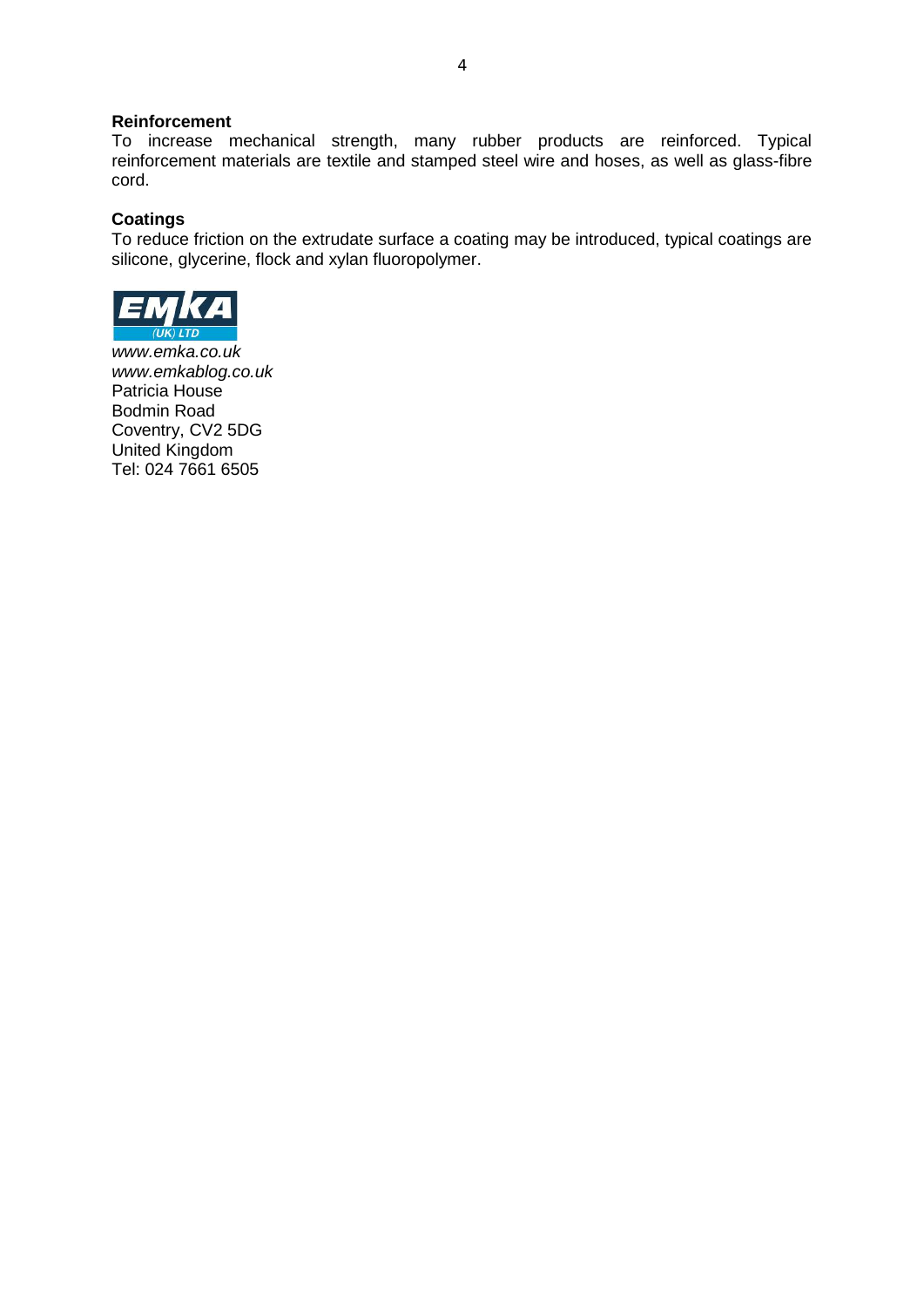**Reinforcement**

To increase mechanical strength, many rubber products are reinforced. Typical reinforcement materials are textile and stamped steel wire and hoses, as well as glass-fibre cord.

**Coatings**

To reduce friction on the extrudate surface a coating may be introduced, typical coatings are silicone, glycerine, flock and xylan fluoropolymer.

EMKA (UK) LTD

*www.emka.co.uk*
*www.emkablog.co.uk*
Patricia House
Bodmin Road
Coventry, CV2 5DG
United Kingdom
Tel: 024 7661 6505